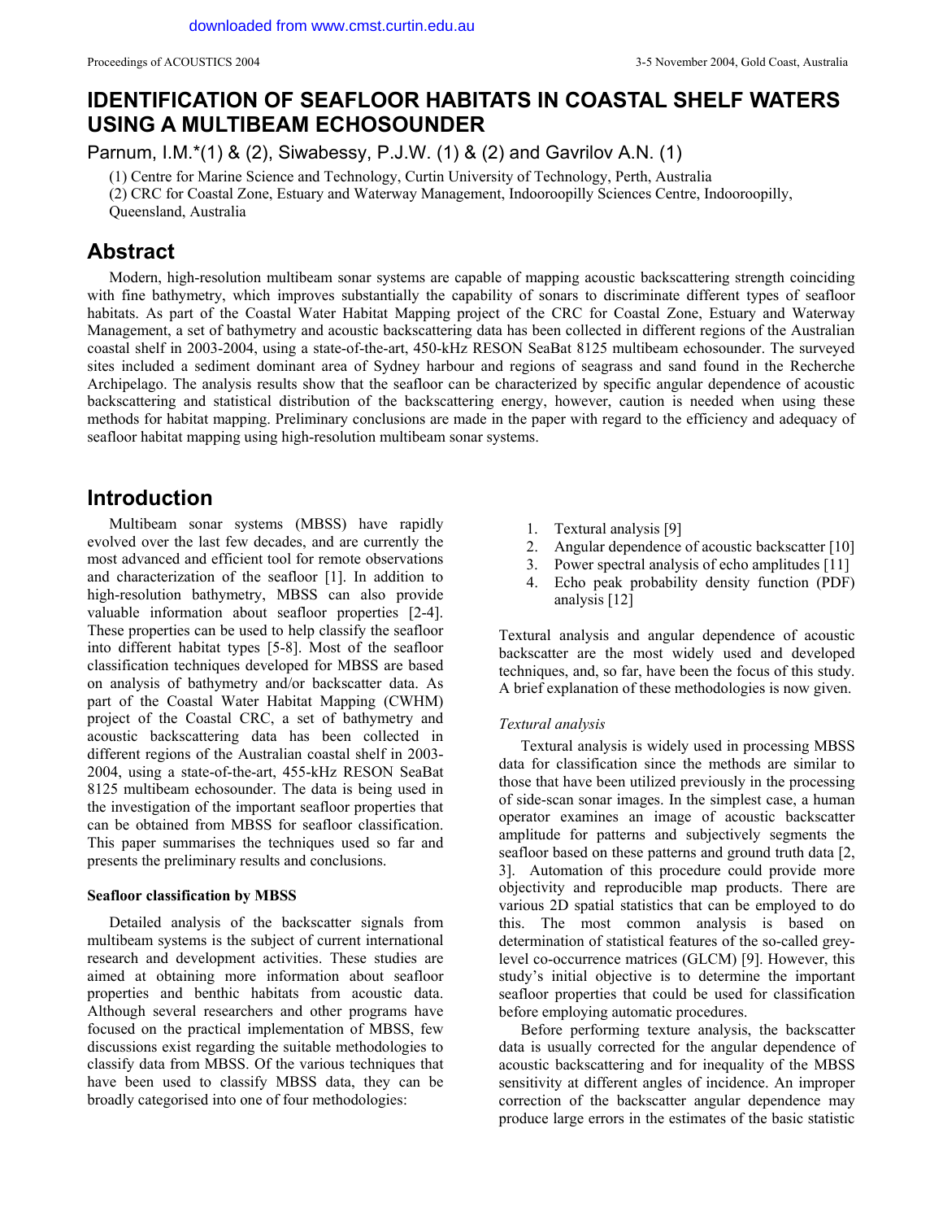# IDENTIFICATION OF SEAFLOOR HABITATS IN COASTAL SHELF WATERS USING A MULTIBEAM ECHOSOUNDER

Parnum, I.M.*(1) & (2), Siwabessy, P.J.W. (1) & (2) and Gavrilov A.N. (1)

(1) Centre for Marine Science and Technology, Curtin University of Technology, Perth, Australia
(2) CRC for Coastal Zone, Estuary and Waterway Management, Indooroopilly Sciences Centre, Indooroopilly, Queensland, Australia

## Abstract

Modern, high-resolution multibeam sonar systems are capable of mapping acoustic backscattering strength coinciding with fine bathymetry, which improves substantially the capability of sonars to discriminate different types of seafloor habitats. As part of the Coastal Water Habitat Mapping project of the CRC for Coastal Zone, Estuary and Waterway Management, a set of bathymetry and acoustic backscattering data has been collected in different regions of the Australian coastal shelf in 2003-2004, using a state-of-the-art, 450-kHz RESON SeaBat 8125 multibeam echosounder. The surveyed sites included a sediment dominant area of Sydney harbour and regions of seagrass and sand found in the Recherche Archipelago. The analysis results show that the seafloor can be characterized by specific angular dependence of acoustic backscattering and statistical distribution of the backscattering energy, however, caution is needed when using these methods for habitat mapping. Preliminary conclusions are made in the paper with regard to the efficiency and adequacy of seafloor habitat mapping using high-resolution multibeam sonar systems.

## Introduction

Multibeam sonar systems (MBSS) have rapidly evolved over the last few decades, and are currently the most advanced and efficient tool for remote observations and characterization of the seafloor [1]. In addition to high-resolution bathymetry, MBSS can also provide valuable information about seafloor properties [2-4]. These properties can be used to help classify the seafloor into different habitat types [5-8]. Most of the seafloor classification techniques developed for MBSS are based on analysis of bathymetry and/or backscatter data. As part of the Coastal Water Habitat Mapping (CWHM) project of the Coastal CRC, a set of bathymetry and acoustic backscattering data has been collected in different regions of the Australian coastal shelf in 2003-2004, using a state-of-the-art, 455-kHz RESON SeaBat 8125 multibeam echosounder. The data is being used in the investigation of the important seafloor properties that can be obtained from MBSS for seafloor classification. This paper summarises the techniques used so far and presents the preliminary results and conclusions.

### Seafloor classification by MBSS

Detailed analysis of the backscatter signals from multibeam systems is the subject of current international research and development activities. These studies are aimed at obtaining more information about seafloor properties and benthic habitats from acoustic data. Although several researchers and other programs have focused on the practical implementation of MBSS, few discussions exist regarding the suitable methodologies to classify data from MBSS. Of the various techniques that have been used to classify MBSS data, they can be broadly categorised into one of four methodologies:

1. Textural analysis [9]
2. Angular dependence of acoustic backscatter [10]
3. Power spectral analysis of echo amplitudes [11]
4. Echo peak probability density function (PDF) analysis [12]

Textural analysis and angular dependence of acoustic backscatter are the most widely used and developed techniques, and, so far, have been the focus of this study. A brief explanation of these methodologies is now given.

*Textural analysis*

Textural analysis is widely used in processing MBSS data for classification since the methods are similar to those that have been utilized previously in the processing of side-scan sonar images. In the simplest case, a human operator examines an image of acoustic backscatter amplitude for patterns and subjectively segments the seafloor based on these patterns and ground truth data [2, 3]. Automation of this procedure could provide more objectivity and reproducible map products. There are various 2D spatial statistics that can be employed to do this. The most common analysis is based on determination of statistical features of the so-called grey-level co-occurrence matrices (GLCM) [9]. However, this study's initial objective is to determine the important seafloor properties that could be used for classification before employing automatic procedures.

Before performing texture analysis, the backscatter data is usually corrected for the angular dependence of acoustic backscattering and for inequality of the MBSS sensitivity at different angles of incidence. An improper correction of the backscatter angular dependence may produce large errors in the estimates of the basic statistic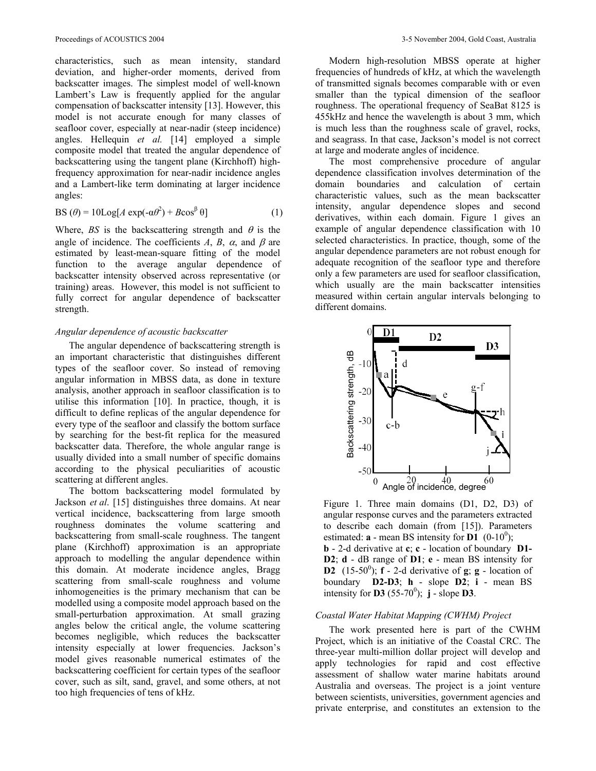characteristics, such as mean intensity, standard deviation, and higher-order moments, derived from backscatter images. The simplest model of well-known Lambert's Law is frequently applied for the angular compensation of backscatter intensity [13]. However, this model is not accurate enough for many classes of seafloor cover, especially at near-nadir (steep incidence) angles. Hellequin *et al.* [14] employed a simple composite model that treated the angular dependence of backscattering using the tangent plane (Kirchhoff) high-frequency approximation for near-nadir incidence angles and a Lambert-like term dominating at larger incidence angles:

$$BS(\theta) = 10\mathrm{Log}[A\exp(-\alpha\theta^2) + B\cos^\beta\theta] \quad (1)$$

Where, $BS$ is the backscattering strength and $\theta$ is the angle of incidence. The coefficients $A$, $B$, $\alpha$, and $\beta$ are estimated by least-mean-square fitting of the model function to the average angular dependence of backscatter intensity observed across representative (or training) areas. However, this model is not sufficient to fully correct for angular dependence of backscatter strength.

### *Angular dependence of acoustic backscatter*

The angular dependence of backscattering strength is an important characteristic that distinguishes different types of the seafloor cover. So instead of removing angular information in MBSS data, as done in texture analysis, another approach in seafloor classification is to utilise this information [10]. In practice, though, it is difficult to define replicas of the angular dependence for every type of the seafloor and classify the bottom surface by searching for the best-fit replica for the measured backscatter data. Therefore, the whole angular range is usually divided into a small number of specific domains according to the physical peculiarities of acoustic scattering at different angles.

The bottom backscattering model formulated by Jackson *et al*. [15] distinguishes three domains. At near vertical incidence, backscattering from large smooth roughness dominates the volume scattering and backscattering from small-scale roughness. The tangent plane (Kirchhoff) approximation is an appropriate approach to modelling the angular dependence within this domain. At moderate incidence angles, Bragg scattering from small-scale roughness and volume inhomogeneities is the primary mechanism that can be modelled using a composite model approach based on the small-perturbation approximation. At small grazing angles below the critical angle, the volume scattering becomes negligible, which reduces the backscatter intensity especially at lower frequencies. Jackson's model gives reasonable numerical estimates of the backscattering coefficient for certain types of the seafloor cover, such as silt, sand, gravel, and some others, at not too high frequencies of tens of kHz.

Modern high-resolution MBSS operate at higher frequencies of hundreds of kHz, at which the wavelength of transmitted signals becomes comparable with or even smaller than the typical dimension of the seafloor roughness. The operational frequency of SeaBat 8125 is 455kHz and hence the wavelength is about 3 mm, which is much less than the roughness scale of gravel, rocks, and seagrass. In that case, Jackson's model is not correct at large and moderate angles of incidence.

The most comprehensive procedure of angular dependence classification involves determination of the domain boundaries and calculation of certain characteristic values, such as the mean backscatter intensity, angular dependence slopes and second derivatives, within each domain. Figure 1 gives an example of angular dependence classification with 10 selected characteristics. In practice, though, some of the angular dependence parameters are not robust enough for adequate recognition of the seafloor type and therefore only a few parameters are used for seafloor classification, which usually are the main backscatter intensities measured within certain angular intervals belonging to different domains.

Figure 1. Three main domains (D1, D2, D3) of angular response curves and the parameters extracted to describe each domain (from [15]). Parameters estimated: **a** - mean BS intensity for **D1** ($0$-$10^0$); **b** - 2-d derivative at **c**; **c** - location of boundary **D1-D2**; **d** - dB range of **D1**; **e** - mean BS intensity for **D2** ($15$-$50^0$); **f** - 2-d derivative of **g**; **g** - location of boundary **D2-D3**; **h** - slope **D2**; **i** - mean BS intensity for **D3** ($55$-$70^0$); **j** - slope **D3**.

### *Coastal Water Habitat Mapping (CWHM) Project*

The work presented here is part of the CWHM Project, which is an initiative of the Coastal CRC. The three-year multi-million dollar project will develop and apply technologies for rapid and cost effective assessment of shallow water marine habitats around Australia and overseas. The project is a joint venture between scientists, universities, government agencies and private enterprise, and constitutes an extension to the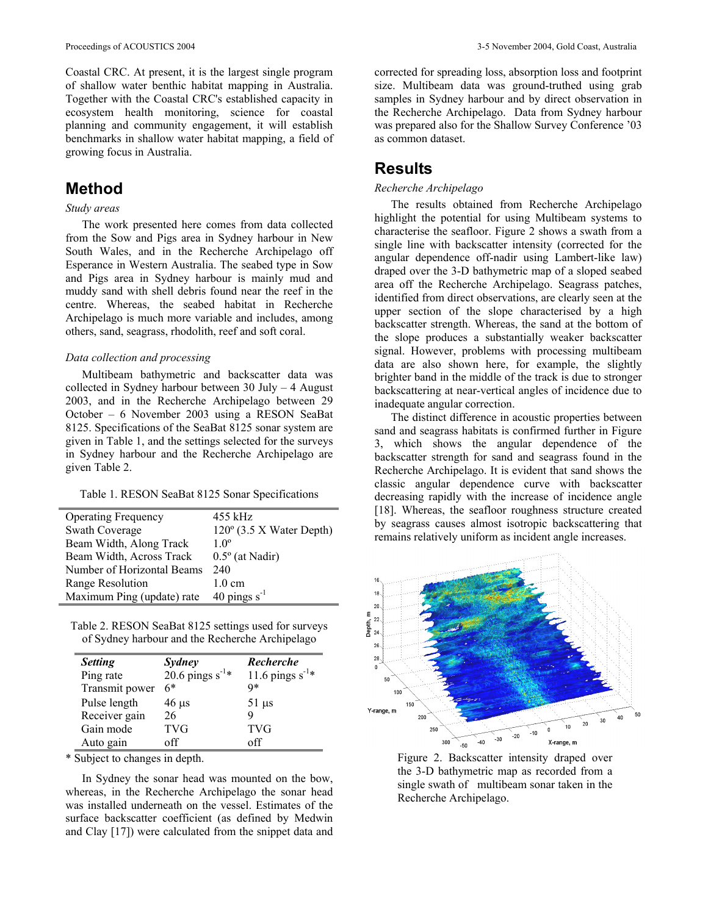Coastal CRC. At present, it is the largest single program of shallow water benthic habitat mapping in Australia. Together with the Coastal CRC's established capacity in ecosystem health monitoring, science for coastal planning and community engagement, it will establish benchmarks in shallow water habitat mapping, a field of growing focus in Australia.

## Method

*Study areas*

The work presented here comes from data collected from the Sow and Pigs area in Sydney harbour in New South Wales, and in the Recherche Archipelago off Esperance in Western Australia. The seabed type in Sow and Pigs area in Sydney harbour is mainly mud and muddy sand with shell debris found near the reef in the centre. Whereas, the seabed habitat in Recherche Archipelago is much more variable and includes, among others, sand, seagrass, rhodolith, reef and soft coral.

*Data collection and processing*

Multibeam bathymetric and backscatter data was collected in Sydney harbour between 30 July – 4 August 2003, and in the Recherche Archipelago between 29 October – 6 November 2003 using a RESON SeaBat 8125. Specifications of the SeaBat 8125 sonar system are given in Table 1, and the settings selected for the surveys in Sydney harbour and the Recherche Archipelago are given Table 2.

Table 1. RESON SeaBat 8125 Sonar Specifications

| | |
|---|---|
| Operating Frequency | 455 kHz |
| Swath Coverage | 120º (3.5 X Water Depth) |
| Beam Width, Along Track | 1.0º |
| Beam Width, Across Track | 0.5º (at Nadir) |
| Number of Horizontal Beams | 240 |
| Range Resolution | 1.0 cm |
| Maximum Ping (update) rate | 40 pings $s^{-1}$ |

Table 2. RESON SeaBat 8125 settings used for surveys of Sydney harbour and the Recherche Archipelago

| *Setting* | *Sydney* | *Recherche* |
|---|---|---|
| Ping rate | 20.6 pings $s^{-1}$* | 11.6 pings $s^{-1}$* |
| Transmit power | 6* | 9* |
| Pulse length | 46 µs | 51 µs |
| Receiver gain | 26 | 9 |
| Gain mode | TVG | TVG |
| Auto gain | off | off |

\* Subject to changes in depth.

In Sydney the sonar head was mounted on the bow, whereas, in the Recherche Archipelago the sonar head was installed underneath on the vessel. Estimates of the surface backscatter coefficient (as defined by Medwin and Clay [17]) were calculated from the snippet data and corrected for spreading loss, absorption loss and footprint size. Multibeam data was ground-truthed using grab samples in Sydney harbour and by direct observation in the Recherche Archipelago. Data from Sydney harbour was prepared also for the Shallow Survey Conference '03 as common dataset.

## Results

*Recherche Archipelago*

The results obtained from Recherche Archipelago highlight the potential for using Multibeam systems to characterise the seafloor. Figure 2 shows a swath from a single line with backscatter intensity (corrected for the angular dependence off-nadir using Lambert-like law) draped over the 3-D bathymetric map of a sloped seabed area off the Recherche Archipelago. Seagrass patches, identified from direct observations, are clearly seen at the upper section of the slope characterised by a high backscatter strength. Whereas, the sand at the bottom of the slope produces a substantially weaker backscatter signal. However, problems with processing multibeam data are also shown here, for example, the slightly brighter band in the middle of the track is due to stronger backscattering at near-vertical angles of incidence due to inadequate angular correction.

The distinct difference in acoustic properties between sand and seagrass habitats is confirmed further in Figure 3, which shows the angular dependence of the backscatter strength for sand and seagrass found in the Recherche Archipelago. It is evident that sand shows the classic angular dependence curve with backscatter decreasing rapidly with the increase of incidence angle [18]. Whereas, the seafloor roughness structure created by seagrass causes almost isotropic backscattering that remains relatively uniform as incident angle increases.

Figure 2. Backscatter intensity draped over the 3-D bathymetric map as recorded from a single swath of multibeam sonar taken in the Recherche Archipelago.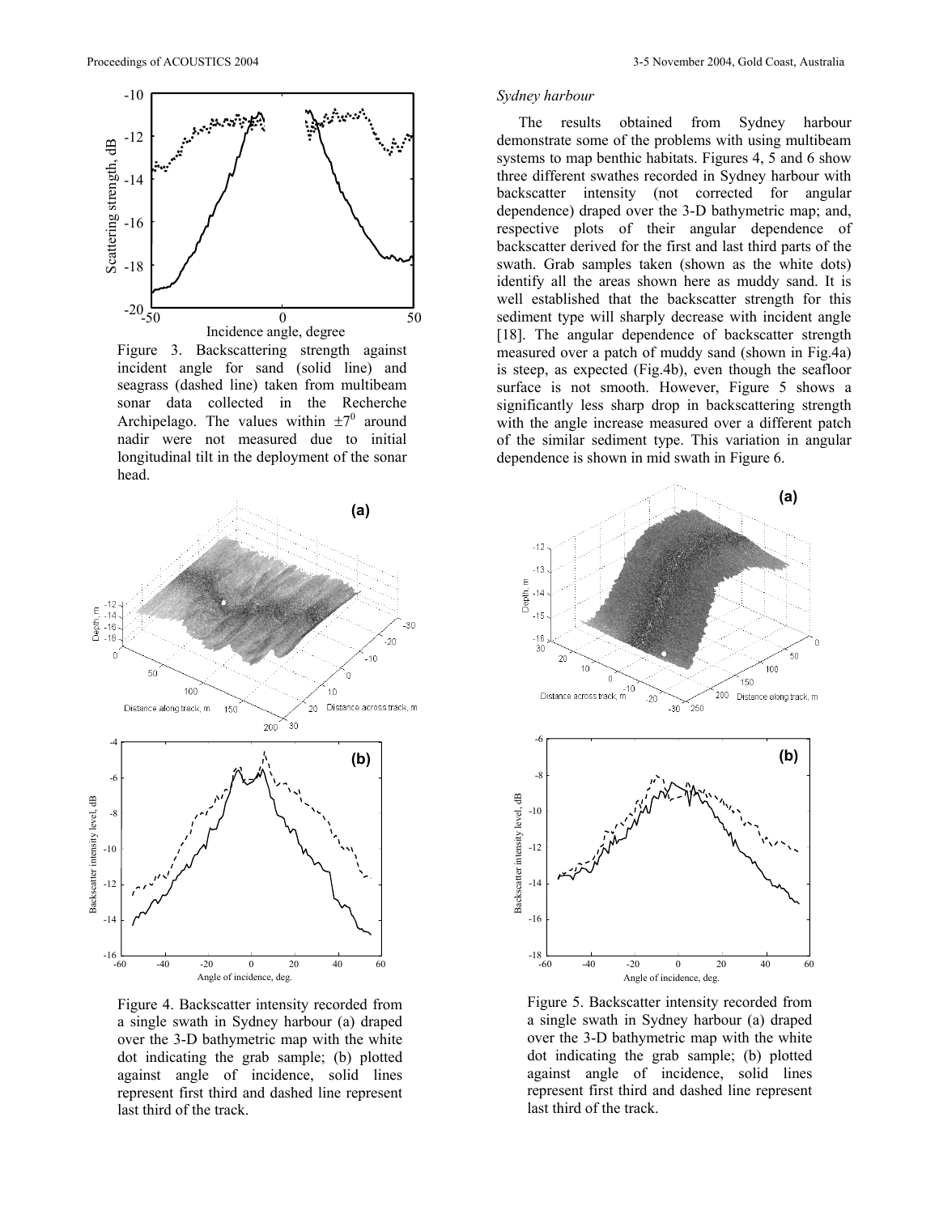Figure 3. Backscattering strength against incident angle for sand (solid line) and seagrass (dashed line) taken from multibeam sonar data collected in the Recherche Archipelago. The values within $\pm 7^0$ around nadir were not measured due to initial longitudinal tilt in the deployment of the sonar head.

Figure 4. Backscatter intensity recorded from a single swath in Sydney harbour (a) draped over the 3-D bathymetric map with the white dot indicating the grab sample; (b) plotted against angle of incidence, solid lines represent first third and dashed line represent last third of the track.

*Sydney harbour*

The results obtained from Sydney harbour demonstrate some of the problems with using multibeam systems to map benthic habitats. Figures 4, 5 and 6 show three different swathes recorded in Sydney harbour with backscatter intensity (not corrected for angular dependence) draped over the 3-D bathymetric map; and, respective plots of their angular dependence of backscatter derived for the first and last third parts of the swath. Grab samples taken (shown as the white dots) identify all the areas shown here as muddy sand. It is well established that the backscatter strength for this sediment type will sharply decrease with incident angle [18]. The angular dependence of backscatter strength measured over a patch of muddy sand (shown in Fig.4a) is steep, as expected (Fig.4b), even though the seafloor surface is not smooth. However, Figure 5 shows a significantly less sharp drop in backscattering strength with the angle increase measured over a different patch of the similar sediment type. This variation in angular dependence is shown in mid swath in Figure 6.

Figure 5. Backscatter intensity recorded from a single swath in Sydney harbour (a) draped over the 3-D bathymetric map with the white dot indicating the grab sample; (b) plotted against angle of incidence, solid lines represent first third and dashed line represent last third of the track.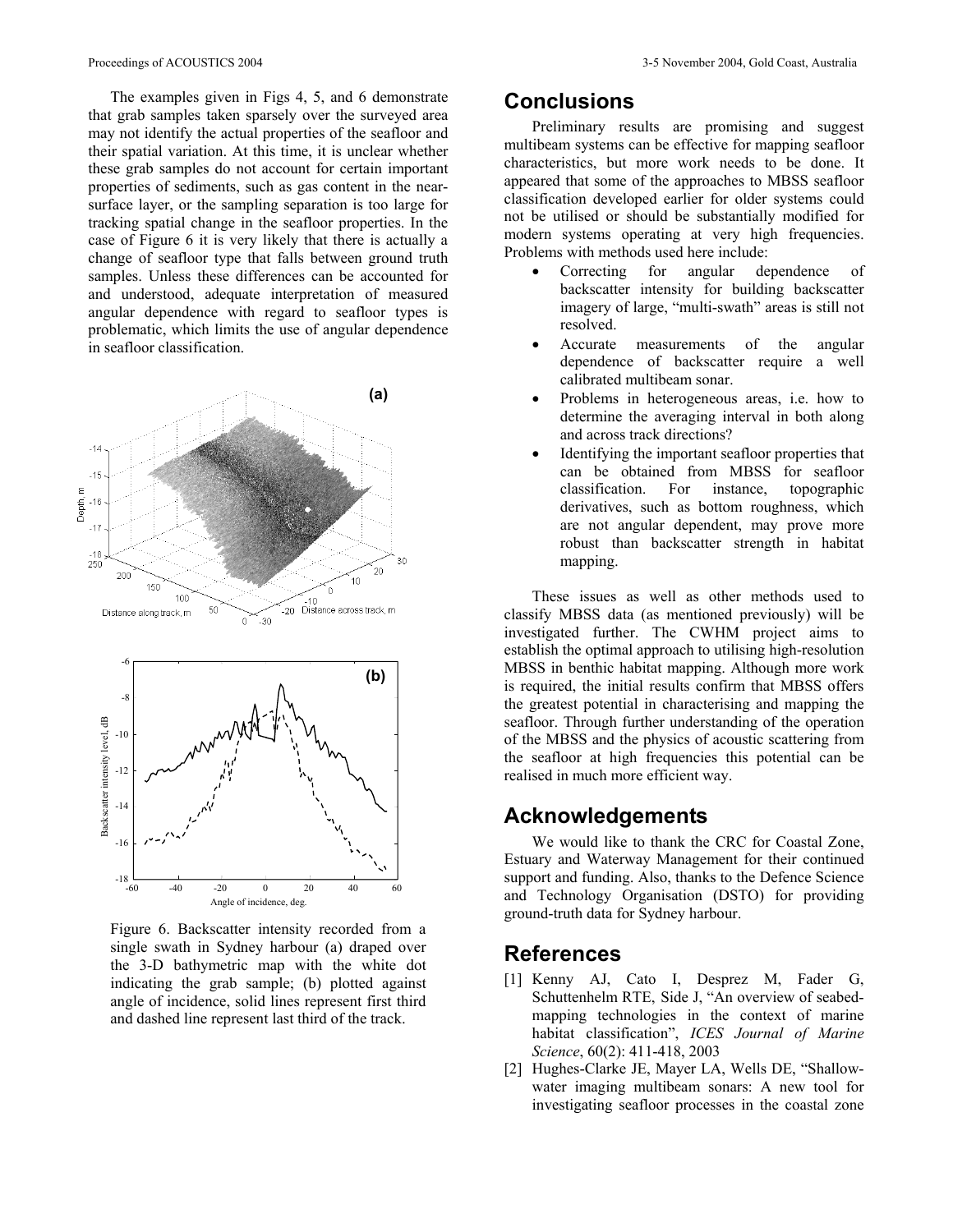The examples given in Figs 4, 5, and 6 demonstrate that grab samples taken sparsely over the surveyed area may not identify the actual properties of the seafloor and their spatial variation. At this time, it is unclear whether these grab samples do not account for certain important properties of sediments, such as gas content in the near-surface layer, or the sampling separation is too large for tracking spatial change in the seafloor properties. In the case of Figure 6 it is very likely that there is actually a change of seafloor type that falls between ground truth samples. Unless these differences can be accounted for and understood, adequate interpretation of measured angular dependence with regard to seafloor types is problematic, which limits the use of angular dependence in seafloor classification.

Figure 6. Backscatter intensity recorded from a single swath in Sydney harbour (a) draped over the 3-D bathymetric map with the white dot indicating the grab sample; (b) plotted against angle of incidence, solid lines represent first third and dashed line represent last third of the track.

## Conclusions

Preliminary results are promising and suggest multibeam systems can be effective for mapping seafloor characteristics, but more work needs to be done. It appeared that some of the approaches to MBSS seafloor classification developed earlier for older systems could not be utilised or should be substantially modified for modern systems operating at very high frequencies. Problems with methods used here include:

- Correcting for angular dependence of backscatter intensity for building backscatter imagery of large, "multi-swath" areas is still not resolved.
- Accurate measurements of the angular dependence of backscatter require a well calibrated multibeam sonar.
- Problems in heterogeneous areas, i.e. how to determine the averaging interval in both along and across track directions?
- Identifying the important seafloor properties that can be obtained from MBSS for seafloor classification. For instance, topographic derivatives, such as bottom roughness, which are not angular dependent, may prove more robust than backscatter strength in habitat mapping.

These issues as well as other methods used to classify MBSS data (as mentioned previously) will be investigated further. The CWHM project aims to establish the optimal approach to utilising high-resolution MBSS in benthic habitat mapping. Although more work is required, the initial results confirm that MBSS offers the greatest potential in characterising and mapping the seafloor. Through further understanding of the operation of the MBSS and the physics of acoustic scattering from the seafloor at high frequencies this potential can be realised in much more efficient way.

## Acknowledgements

We would like to thank the CRC for Coastal Zone, Estuary and Waterway Management for their continued support and funding. Also, thanks to the Defence Science and Technology Organisation (DSTO) for providing ground-truth data for Sydney harbour.

## References

[1] Kenny AJ, Cato I, Desprez M, Fader G, Schuttenhelm RTE, Side J, "An overview of seabed-mapping technologies in the context of marine habitat classification", *ICES Journal of Marine Science*, 60(2): 411-418, 2003

[2] Hughes-Clarke JE, Mayer LA, Wells DE, "Shallow-water imaging multibeam sonars: A new tool for investigating seafloor processes in the coastal zone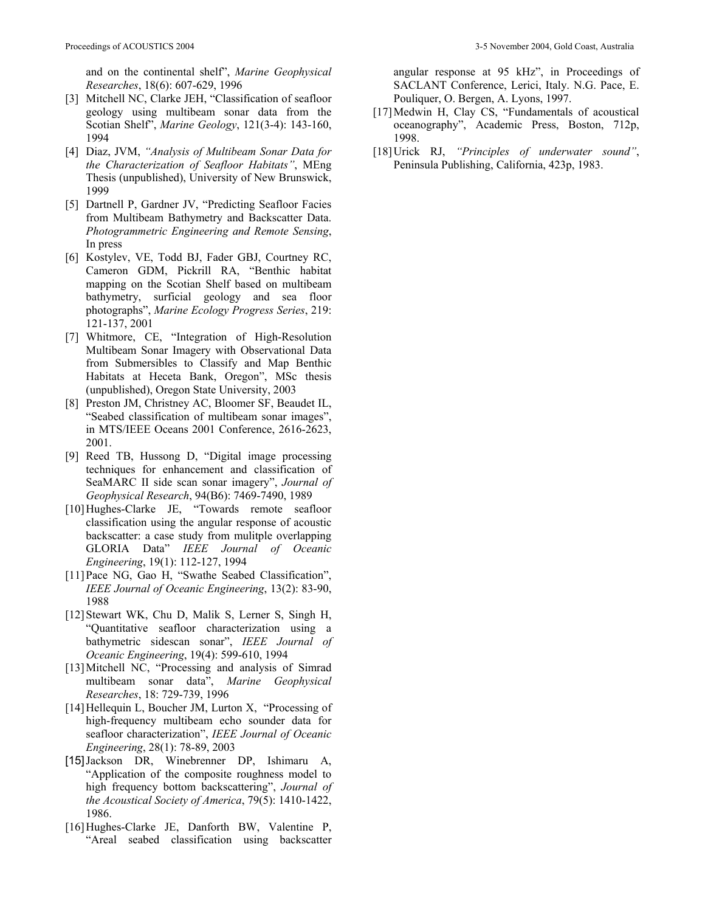and on the continental shelf", *Marine Geophysical Researches*, 18(6): 607-629, 1996

[3] Mitchell NC, Clarke JEH, "Classification of seafloor geology using multibeam sonar data from the Scotian Shelf", *Marine Geology*, 121(3-4): 143-160, 1994

[4] Diaz, JVM, *"Analysis of Multibeam Sonar Data for the Characterization of Seafloor Habitats"*, MEng Thesis (unpublished), University of New Brunswick, 1999

[5] Dartnell P, Gardner JV, "Predicting Seafloor Facies from Multibeam Bathymetry and Backscatter Data. *Photogrammetric Engineering and Remote Sensing*, In press

[6] Kostylev, VE, Todd BJ, Fader GBJ, Courtney RC, Cameron GDM, Pickrill RA, "Benthic habitat mapping on the Scotian Shelf based on multibeam bathymetry, surficial geology and sea floor photographs", *Marine Ecology Progress Series*, 219: 121-137, 2001

[7] Whitmore, CE, "Integration of High-Resolution Multibeam Sonar Imagery with Observational Data from Submersibles to Classify and Map Benthic Habitats at Heceta Bank, Oregon", MSc thesis (unpublished), Oregon State University, 2003

[8] Preston JM, Christney AC, Bloomer SF, Beaudet IL, "Seabed classification of multibeam sonar images", in MTS/IEEE Oceans 2001 Conference, 2616-2623, 2001.

[9] Reed TB, Hussong D, "Digital image processing techniques for enhancement and classification of SeaMARC II side scan sonar imagery", *Journal of Geophysical Research*, 94(B6): 7469-7490, 1989

[10] Hughes-Clarke JE, "Towards remote seafloor classification using the angular response of acoustic backscatter: a case study from mulitple overlapping GLORIA Data" *IEEE Journal of Oceanic Engineering*, 19(1): 112-127, 1994

[11] Pace NG, Gao H, "Swathe Seabed Classification", *IEEE Journal of Oceanic Engineering*, 13(2): 83-90, 1988

[12] Stewart WK, Chu D, Malik S, Lerner S, Singh H, "Quantitative seafloor characterization using a bathymetric sidescan sonar", *IEEE Journal of Oceanic Engineering*, 19(4): 599-610, 1994

[13] Mitchell NC, "Processing and analysis of Simrad multibeam sonar data", *Marine Geophysical Researches*, 18: 729-739, 1996

[14] Hellequin L, Boucher JM, Lurton X, "Processing of high-frequency multibeam echo sounder data for seafloor characterization", *IEEE Journal of Oceanic Engineering*, 28(1): 78-89, 2003

[15] Jackson DR, Winebrenner DP, Ishimaru A, "Application of the composite roughness model to high frequency bottom backscattering", *Journal of the Acoustical Society of America*, 79(5): 1410-1422, 1986.

[16] Hughes-Clarke JE, Danforth BW, Valentine P, "Areal seabed classification using backscatter angular response at 95 kHz", in Proceedings of SACLANT Conference, Lerici, Italy. N.G. Pace, E. Pouliquer, O. Bergen, A. Lyons, 1997.

[17] Medwin H, Clay CS, "Fundamentals of acoustical oceanography", Academic Press, Boston, 712p, 1998.

[18] Urick RJ, *"Principles of underwater sound"*, Peninsula Publishing, California, 423p, 1983.